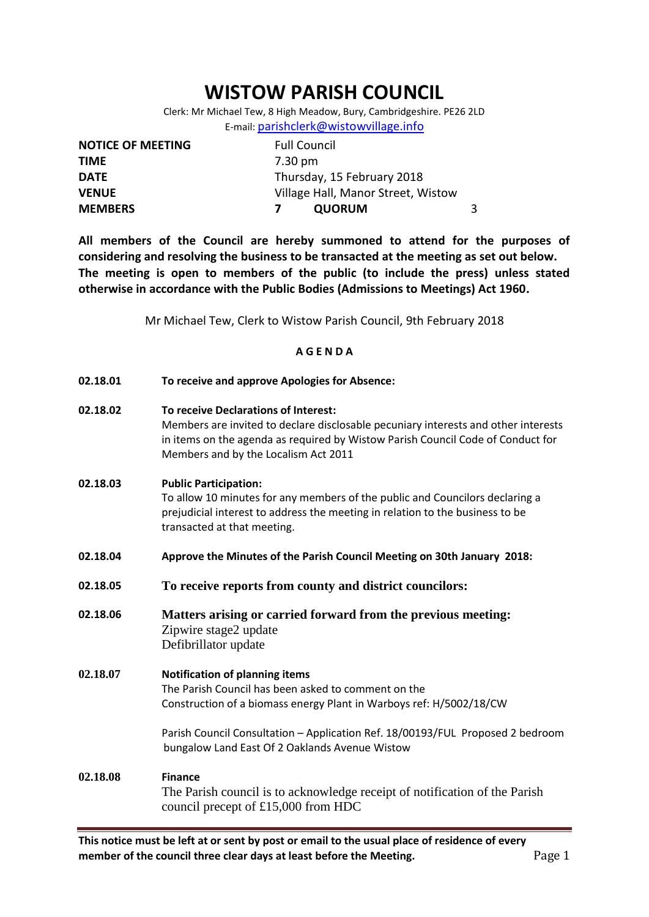# WISTOW PARISH COUNCIL

Clerk: Mr Michael Tew, 8 High Meadow, Bury, Cambridgeshire. PE26 2LD
E-mail: parishclerk@wistowvillage.info

| | | | |
|---|---|---|---|
| **NOTICE OF MEETING** | Full Council | | |
| **TIME** | 7.30 pm | | |
| **DATE** | Thursday, 15 February 2018 | | |
| **VENUE** | Village Hall, Manor Street, Wistow | | |
| **MEMBERS** | **7** | **QUORUM** | 3 |

**All members of the Council are hereby summoned to attend for the purposes of considering and resolving the business to be transacted at the meeting as set out below. The meeting is open to members of the public (to include the press) unless stated otherwise in accordance with the Public Bodies (Admissions to Meetings) Act 1960.**

Mr Michael Tew, Clerk to Wistow Parish Council, 9th February 2018

## AGENDA

**02.18.01** **To receive and approve Apologies for Absence:**

**02.18.02** **To receive Declarations of Interest:**
Members are invited to declare disclosable pecuniary interests and other interests in items on the agenda as required by Wistow Parish Council Code of Conduct for Members and by the Localism Act 2011

**02.18.03** **Public Participation:**
To allow 10 minutes for any members of the public and Councilors declaring a prejudicial interest to address the meeting in relation to the business to be transacted at that meeting.

**02.18.04** **Approve the Minutes of the Parish Council Meeting on 30th January 2018:**

**02.18.05** **To receive reports from county and district councilors:**

**02.18.06** **Matters arising or carried forward from the previous meeting:**
Zipwire stage2 update
Defibrillator update

**02.18.07** **Notification of planning items**
The Parish Council has been asked to comment on the
Construction of a biomass energy Plant in Warboys ref: H/5002/18/CW

Parish Council Consultation – Application Ref. 18/00193/FUL Proposed 2 bedroom bungalow Land East Of 2 Oaklands Avenue Wistow

**02.18.08** **Finance**
The Parish council is to acknowledge receipt of notification of the Parish council precept of £15,000 from HDC

**This notice must be left at or sent by post or email to the usual place of residence of every member of the council three clear days at least before the Meeting.**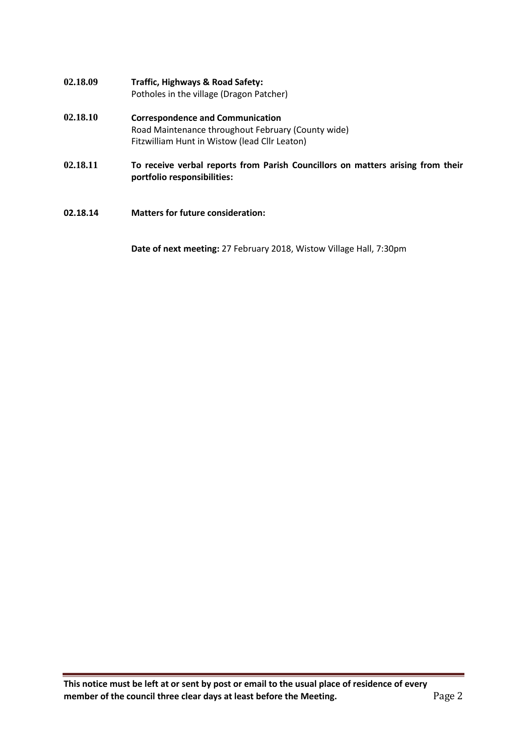**02.18.09** **Traffic, Highways & Road Safety:**
Potholes in the village (Dragon Patcher)

**02.18.10** **Correspondence and Communication**
Road Maintenance throughout February (County wide)
Fitzwilliam Hunt in Wistow (lead Cllr Leaton)

**02.18.11** **To receive verbal reports from Parish Councillors on matters arising from their portfolio responsibilities:**

**02.18.14** **Matters for future consideration:**

**Date of next meeting:** 27 February 2018, Wistow Village Hall, 7:30pm

**This notice must be left at or sent by post or email to the usual place of residence of every member of the council three clear days at least before the Meeting.**